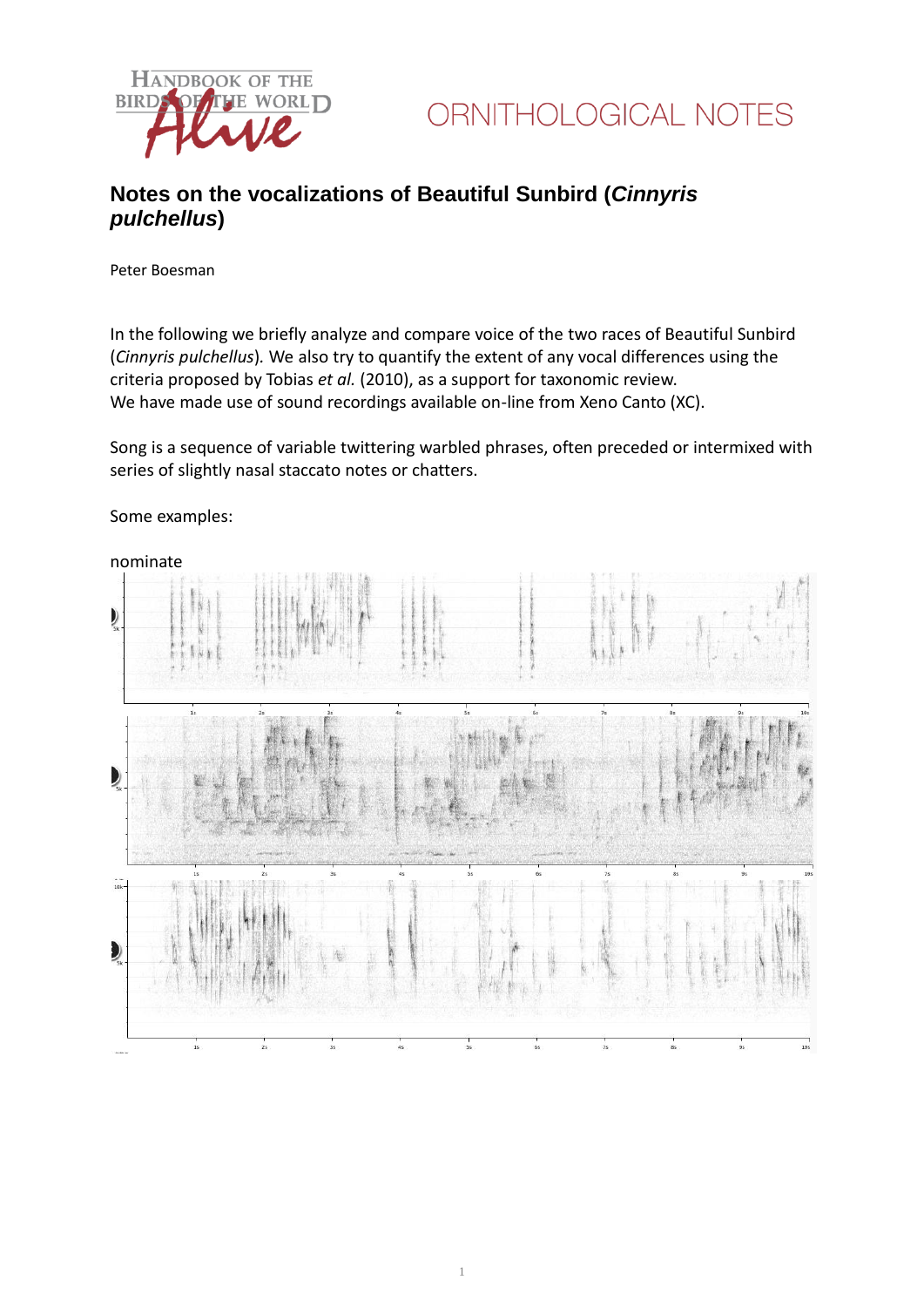# Notes on the vocalizations of Beautiful Sunbird (*Cinnyris pulchellus*)

Peter Boesman

In the following we briefly analyze and compare voice of the two races of Beautiful Sunbird (*Cinnyris pulchellus*). We also try to quantify the extent of any vocal differences using the criteria proposed by Tobias *et al.* (2010), as a support for taxonomic review.
We have made use of sound recordings available on-line from Xeno Canto (XC).

Song is a sequence of variable twittering warbled phrases, often preceded or intermixed with series of slightly nasal staccato notes or chatters.

Some examples:

nominate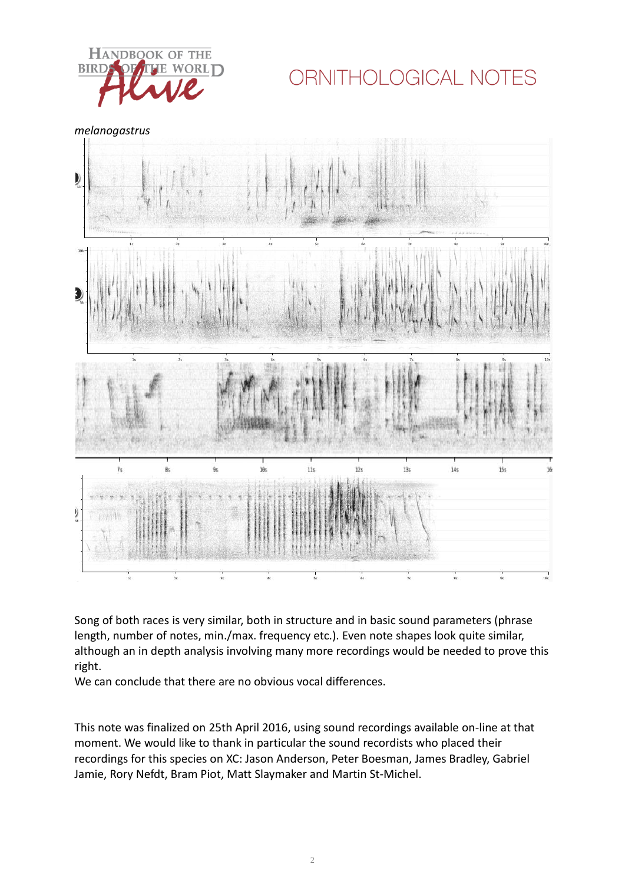*melanogastrus*

Song of both races is very similar, both in structure and in basic sound parameters (phrase length, number of notes, min./max. frequency etc.). Even note shapes look quite similar, although an in depth analysis involving many more recordings would be needed to prove this right.

We can conclude that there are no obvious vocal differences.

This note was finalized on 25th April 2016, using sound recordings available on-line at that moment. We would like to thank in particular the sound recordists who placed their recordings for this species on XC: Jason Anderson, Peter Boesman, James Bradley, Gabriel Jamie, Rory Nefdt, Bram Piot, Matt Slaymaker and Martin St-Michel.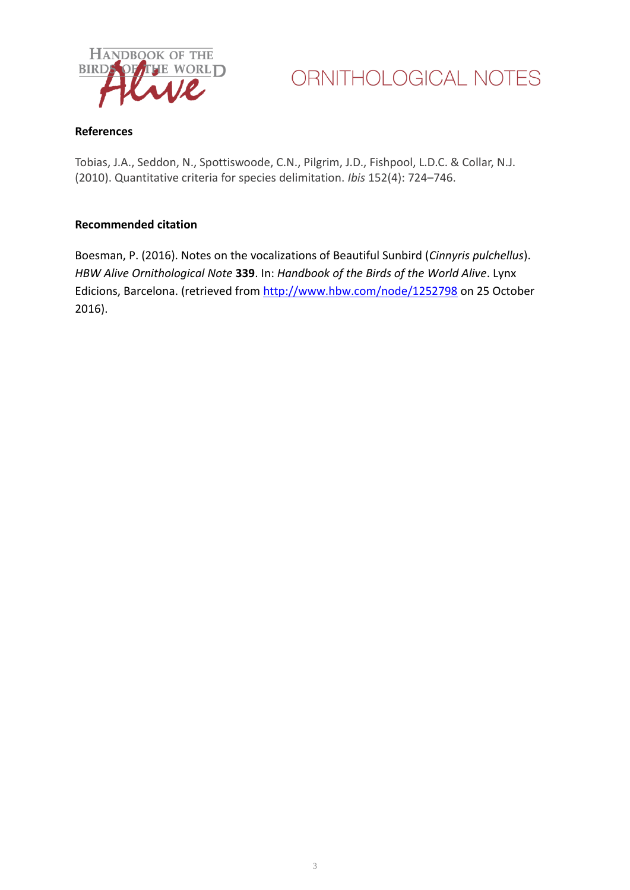## References

Tobias, J.A., Seddon, N., Spottiswoode, C.N., Pilgrim, J.D., Fishpool, L.D.C. & Collar, N.J. (2010). Quantitative criteria for species delimitation. *Ibis* 152(4): 724–746.

## Recommended citation

Boesman, P. (2016). Notes on the vocalizations of Beautiful Sunbird (*Cinnyris pulchellus*). *HBW Alive Ornithological Note* **339**. In: *Handbook of the Birds of the World Alive*. Lynx Edicions, Barcelona. (retrieved from http://www.hbw.com/node/1252798 on 25 October 2016).